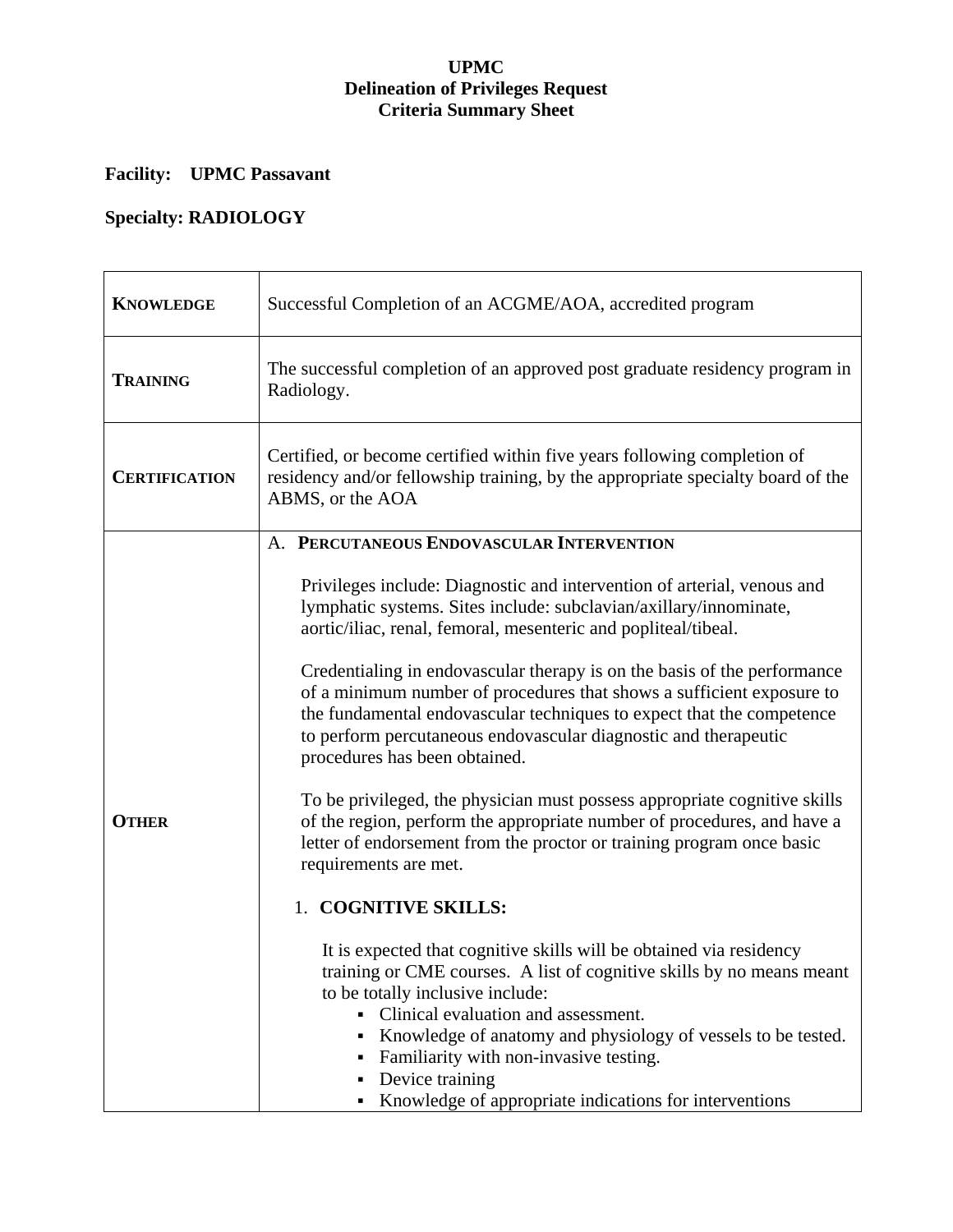**UPMC**
**Delineation of Privileges Request**
**Criteria Summary Sheet**

**Facility: UPMC Passavant**

**Specialty: RADIOLOGY**

| | |
|---|---|
| **KNOWLEDGE** | Successful Completion of an ACGME/AOA, accredited program |
| **TRAINING** | The successful completion of an approved post graduate residency program in Radiology. |
| **CERTIFICATION** | Certified, or become certified within five years following completion of residency and/or fellowship training, by the appropriate specialty board of the ABMS, or the AOA |
| **OTHER** | A. **PERCUTANEOUS ENDOVASCULAR INTERVENTION**<br><br>Privileges include: Diagnostic and intervention of arterial, venous and lymphatic systems. Sites include: subclavian/axillary/innominate, aortic/iliac, renal, femoral, mesenteric and popliteal/tibeal.<br><br>Credentialing in endovascular therapy is on the basis of the performance of a minimum number of procedures that shows a sufficient exposure to the fundamental endovascular techniques to expect that the competence to perform percutaneous endovascular diagnostic and therapeutic procedures has been obtained.<br><br>To be privileged, the physician must possess appropriate cognitive skills of the region, perform the appropriate number of procedures, and have a letter of endorsement from the proctor or training program once basic requirements are met.<br><br>1. **COGNITIVE SKILLS:**<br><br>It is expected that cognitive skills will be obtained via residency training or CME courses. A list of cognitive skills by no means meant to be totally inclusive include:<br>▪ Clinical evaluation and assessment.<br>▪ Knowledge of anatomy and physiology of vessels to be tested.<br>▪ Familiarity with non-invasive testing.<br>▪ Device training<br>▪ Knowledge of appropriate indications for interventions |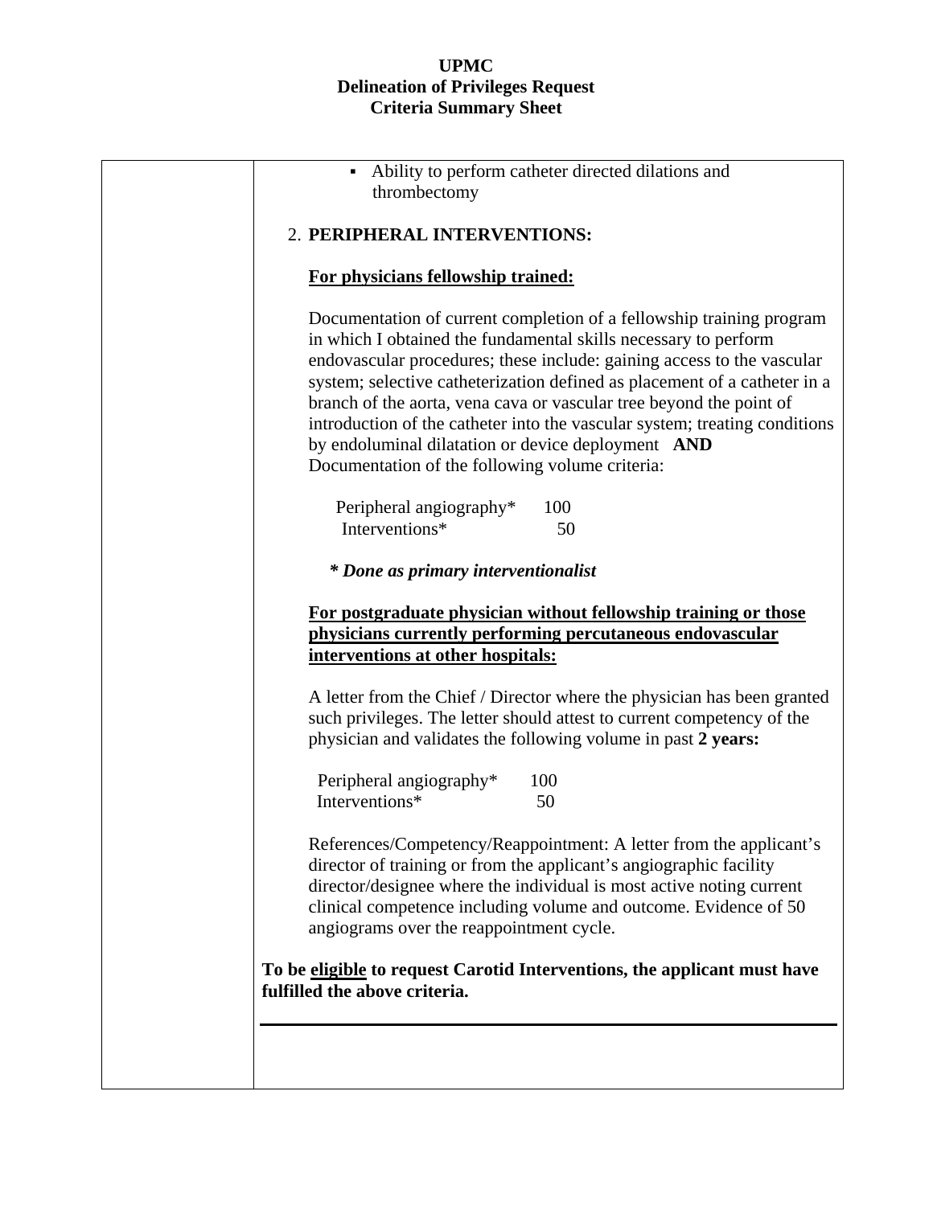**UPMC**
**Delineation of Privileges Request**
**Criteria Summary Sheet**

- Ability to perform catheter directed dilations and thrombectomy

2. **PERIPHERAL INTERVENTIONS:**

**For physicians fellowship trained:**

Documentation of current completion of a fellowship training program in which I obtained the fundamental skills necessary to perform endovascular procedures; these include: gaining access to the vascular system; selective catheterization defined as placement of a catheter in a branch of the aorta, vena cava or vascular tree beyond the point of introduction of the catheter into the vascular system; treating conditions by endoluminal dilatation or device deployment **AND**
Documentation of the following volume criteria:

| | |
|---|---|
| Peripheral angiography* | 100 |
| Interventions* | 50 |

***\* Done as primary interventionalist***

**For postgraduate physician without fellowship training or those physicians currently performing percutaneous endovascular interventions at other hospitals:**

A letter from the Chief / Director where the physician has been granted such privileges. The letter should attest to current competency of the physician and validates the following volume in past **2 years:**

| | |
|---|---|
| Peripheral angiography* | 100 |
| Interventions* | 50 |

References/Competency/Reappointment: A letter from the applicant's director of training or from the applicant's angiographic facility director/designee where the individual is most active noting current clinical competence including volume and outcome. Evidence of 50 angiograms over the reappointment cycle.

**To be eligible to request Carotid Interventions, the applicant must have fulfilled the above criteria.**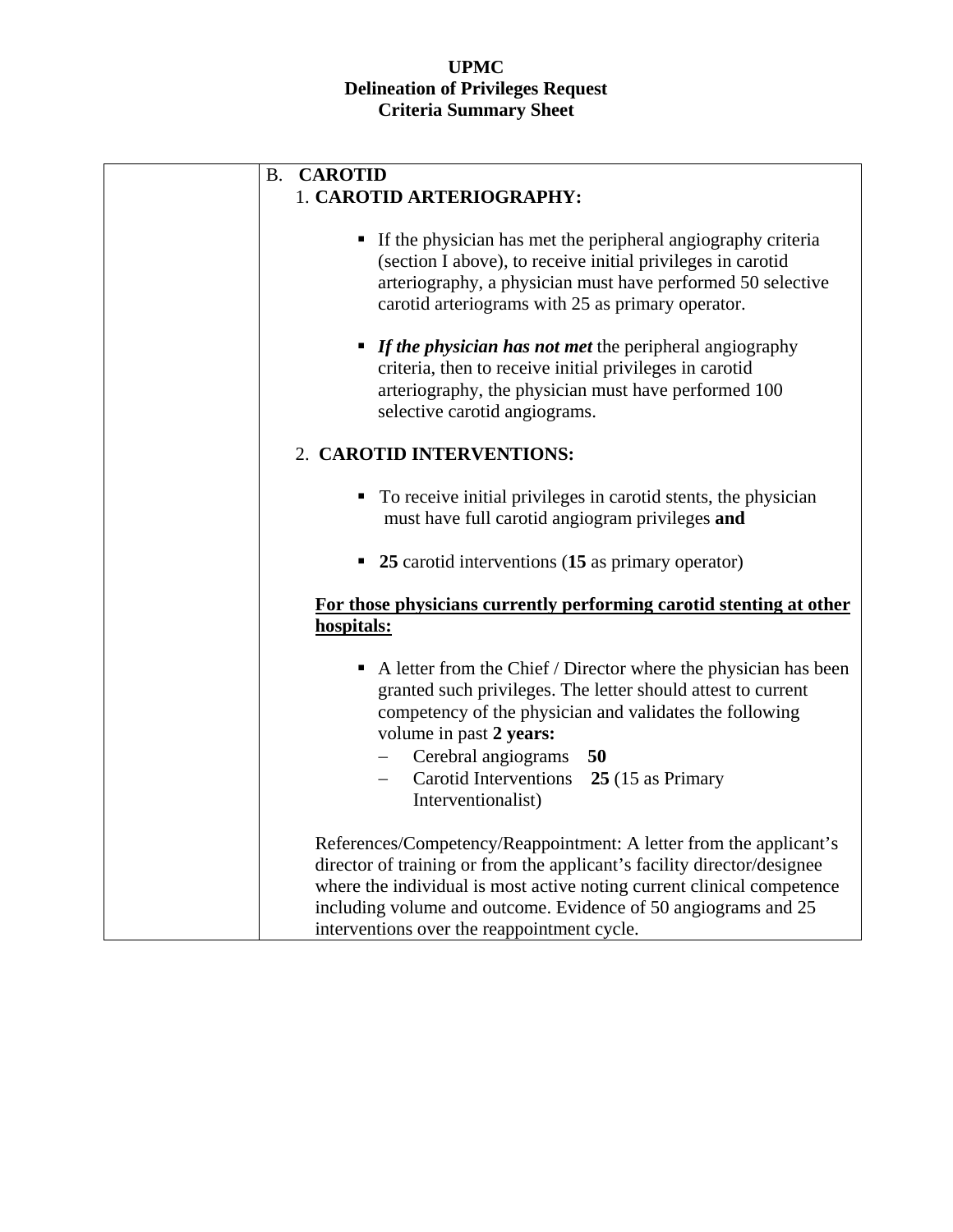**UPMC**
**Delineation of Privileges Request**
**Criteria Summary Sheet**

**B. CAROTID**

**1. CAROTID ARTERIOGRAPHY:**

- If the physician has met the peripheral angiography criteria (section I above), to receive initial privileges in carotid arteriography, a physician must have performed 50 selective carotid arteriograms with 25 as primary operator.

- ***If the physician has not met*** the peripheral angiography criteria, then to receive initial privileges in carotid arteriography, the physician must have performed 100 selective carotid angiograms.

**2. CAROTID INTERVENTIONS:**

- To receive initial privileges in carotid stents, the physician must have full carotid angiogram privileges **and**

- **25** carotid interventions (**15** as primary operator)

**For those physicians currently performing carotid stenting at other hospitals:**

- A letter from the Chief / Director where the physician has been granted such privileges. The letter should attest to current competency of the physician and validates the following volume in past **2 years:**
  - Cerebral angiograms **50**
  - Carotid Interventions **25** (15 as Primary Interventionalist)

References/Competency/Reappointment: A letter from the applicant's director of training or from the applicant's facility director/designee where the individual is most active noting current clinical competence including volume and outcome. Evidence of 50 angiograms and 25 interventions over the reappointment cycle.